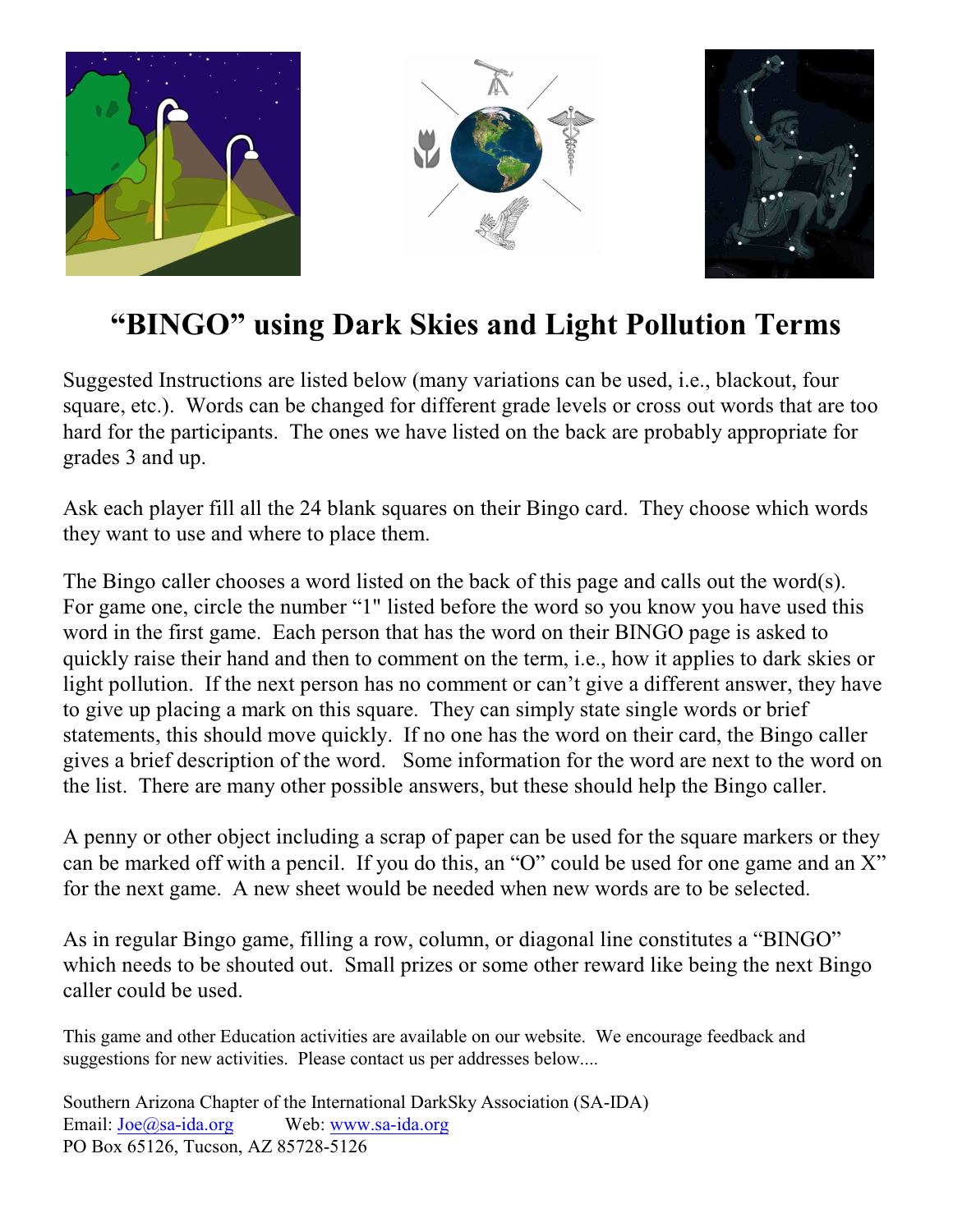# “BINGO” using Dark Skies and Light Pollution Terms

Suggested Instructions are listed below (many variations can be used, i.e., blackout, four square, etc.). Words can be changed for different grade levels or cross out words that are too hard for the participants. The ones we have listed on the back are probably appropriate for grades 3 and up.

Ask each player fill all the 24 blank squares on their Bingo card. They choose which words they want to use and where to place them.

The Bingo caller chooses a word listed on the back of this page and calls out the word(s). For game one, circle the number “1" listed before the word so you know you have used this word in the first game. Each person that has the word on their BINGO page is asked to quickly raise their hand and then to comment on the term, i.e., how it applies to dark skies or light pollution. If the next person has no comment or can’t give a different answer, they have to give up placing a mark on this square. They can simply state single words or brief statements, this should move quickly. If no one has the word on their card, the Bingo caller gives a brief description of the word. Some information for the word are next to the word on the list. There are many other possible answers, but these should help the Bingo caller.

A penny or other object including a scrap of paper can be used for the square markers or they can be marked off with a pencil. If you do this, an “O” could be used for one game and an X” for the next game. A new sheet would be needed when new words are to be selected.

As in regular Bingo game, filling a row, column, or diagonal line constitutes a “BINGO” which needs to be shouted out. Small prizes or some other reward like being the next Bingo caller could be used.

This game and other Education activities are available on our website. We encourage feedback and suggestions for new activities. Please contact us per addresses below....

Southern Arizona Chapter of the International DarkSky Association (SA-IDA)
Email: Joe@sa-ida.org Web: www.sa-ida.org
PO Box 65126, Tucson, AZ 85728-5126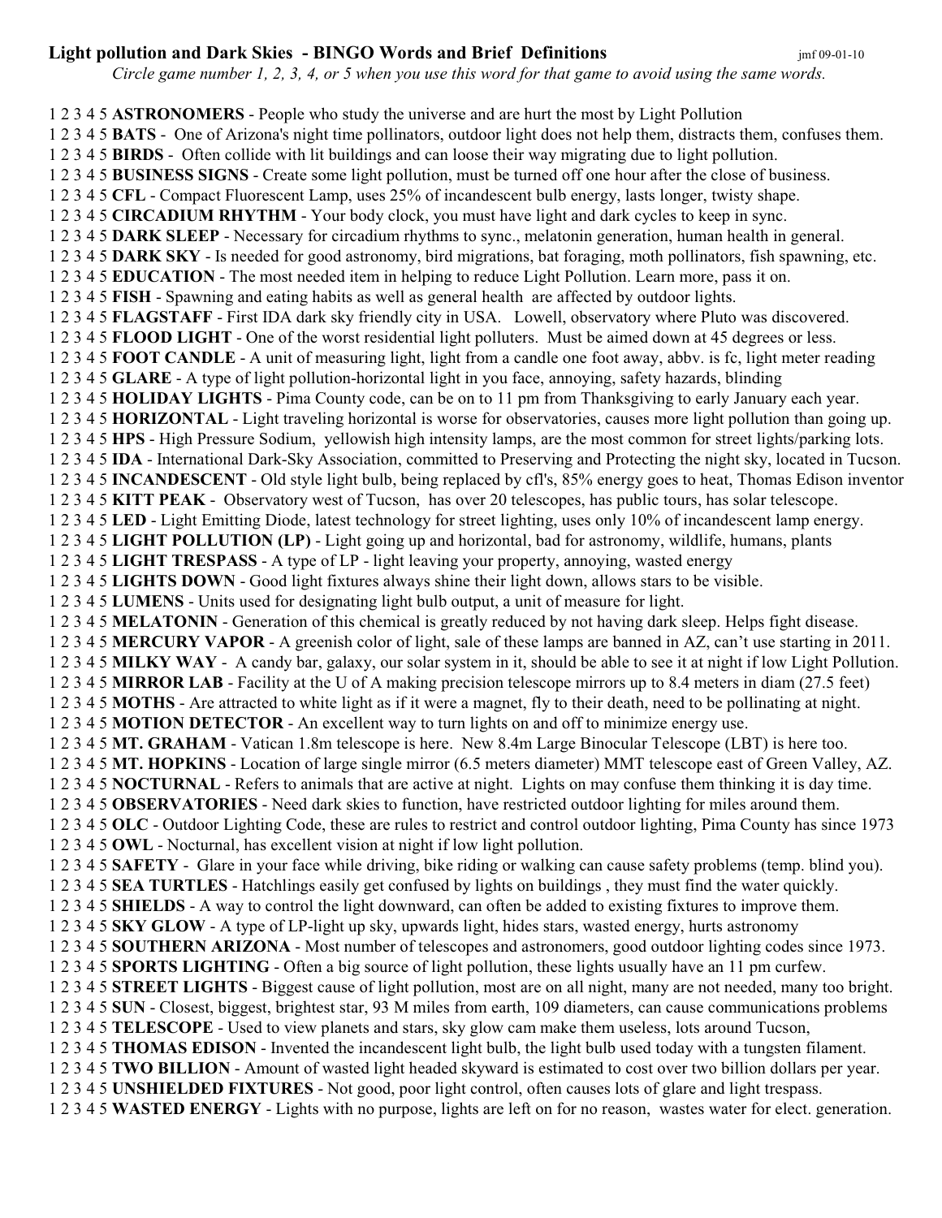## Light pollution and Dark Skies - BINGO Words and Brief Definitions

jmf 09-01-10

*Circle game number 1, 2, 3, 4, or 5 when you use this word for that game to avoid using the same words.*

1 2 3 4 5 **ASTRONOMERS** - People who study the universe and are hurt the most by Light Pollution
1 2 3 4 5 **BATS** - One of Arizona's night time pollinators, outdoor light does not help them, distracts them, confuses them.
1 2 3 4 5 **BIRDS** - Often collide with lit buildings and can loose their way migrating due to light pollution.
1 2 3 4 5 **BUSINESS SIGNS** - Create some light pollution, must be turned off one hour after the close of business.
1 2 3 4 5 **CFL** - Compact Fluorescent Lamp, uses 25% of incandescent bulb energy, lasts longer, twisty shape.
1 2 3 4 5 **CIRCADIUM RHYTHM** - Your body clock, you must have light and dark cycles to keep in sync.
1 2 3 4 5 **DARK SLEEP** - Necessary for circadium rhythms to sync., melatonin generation, human health in general.
1 2 3 4 5 **DARK SKY** - Is needed for good astronomy, bird migrations, bat foraging, moth pollinators, fish spawning, etc.
1 2 3 4 5 **EDUCATION** - The most needed item in helping to reduce Light Pollution. Learn more, pass it on.
1 2 3 4 5 **FISH** - Spawning and eating habits as well as general health are affected by outdoor lights.
1 2 3 4 5 **FLAGSTAFF** - First IDA dark sky friendly city in USA. Lowell, observatory where Pluto was discovered.
1 2 3 4 5 **FLOOD LIGHT** - One of the worst residential light polluters. Must be aimed down at 45 degrees or less.
1 2 3 4 5 **FOOT CANDLE** - A unit of measuring light, light from a candle one foot away, abbv. is fc, light meter reading
1 2 3 4 5 **GLARE** - A type of light pollution-horizontal light in you face, annoying, safety hazards, blinding
1 2 3 4 5 **HOLIDAY LIGHTS** - Pima County code, can be on to 11 pm from Thanksgiving to early January each year.
1 2 3 4 5 **HORIZONTAL** - Light traveling horizontal is worse for observatories, causes more light pollution than going up.
1 2 3 4 5 **HPS** - High Pressure Sodium, yellowish high intensity lamps, are the most common for street lights/parking lots.
1 2 3 4 5 **IDA** - International Dark-Sky Association, committed to Preserving and Protecting the night sky, located in Tucson.
1 2 3 4 5 **INCANDESCENT** - Old style light bulb, being replaced by cfl's, 85% energy goes to heat, Thomas Edison inventor
1 2 3 4 5 **KITT PEAK** - Observatory west of Tucson, has over 20 telescopes, has public tours, has solar telescope.
1 2 3 4 5 **LED** - Light Emitting Diode, latest technology for street lighting, uses only 10% of incandescent lamp energy.
1 2 3 4 5 **LIGHT POLLUTION (LP)** - Light going up and horizontal, bad for astronomy, wildlife, humans, plants
1 2 3 4 5 **LIGHT TRESPASS** - A type of LP - light leaving your property, annoying, wasted energy
1 2 3 4 5 **LIGHTS DOWN** - Good light fixtures always shine their light down, allows stars to be visible.
1 2 3 4 5 **LUMENS** - Units used for designating light bulb output, a unit of measure for light.
1 2 3 4 5 **MELATONIN** - Generation of this chemical is greatly reduced by not having dark sleep. Helps fight disease.
1 2 3 4 5 **MERCURY VAPOR** - A greenish color of light, sale of these lamps are banned in AZ, can't use starting in 2011.
1 2 3 4 5 **MILKY WAY** - A candy bar, galaxy, our solar system in it, should be able to see it at night if low Light Pollution.
1 2 3 4 5 **MIRROR LAB** - Facility at the U of A making precision telescope mirrors up to 8.4 meters in diam (27.5 feet)
1 2 3 4 5 **MOTHS** - Are attracted to white light as if it were a magnet, fly to their death, need to be pollinating at night.
1 2 3 4 5 **MOTION DETECTOR** - An excellent way to turn lights on and off to minimize energy use.
1 2 3 4 5 **MT. GRAHAM** - Vatican 1.8m telescope is here. New 8.4m Large Binocular Telescope (LBT) is here too.
1 2 3 4 5 **MT. HOPKINS** - Location of large single mirror (6.5 meters diameter) MMT telescope east of Green Valley, AZ.
1 2 3 4 5 **NOCTURNAL** - Refers to animals that are active at night. Lights on may confuse them thinking it is day time.
1 2 3 4 5 **OBSERVATORIES** - Need dark skies to function, have restricted outdoor lighting for miles around them.
1 2 3 4 5 **OLC** - Outdoor Lighting Code, these are rules to restrict and control outdoor lighting, Pima County has since 1973
1 2 3 4 5 **OWL** - Nocturnal, has excellent vision at night if low light pollution.
1 2 3 4 5 **SAFETY** - Glare in your face while driving, bike riding or walking can cause safety problems (temp. blind you).
1 2 3 4 5 **SEA TURTLES** - Hatchlings easily get confused by lights on buildings , they must find the water quickly.
1 2 3 4 5 **SHIELDS** - A way to control the light downward, can often be added to existing fixtures to improve them.
1 2 3 4 5 **SKY GLOW** - A type of LP-light up sky, upwards light, hides stars, wasted energy, hurts astronomy
1 2 3 4 5 **SOUTHERN ARIZONA** - Most number of telescopes and astronomers, good outdoor lighting codes since 1973.
1 2 3 4 5 **SPORTS LIGHTING** - Often a big source of light pollution, these lights usually have an 11 pm curfew.
1 2 3 4 5 **STREET LIGHTS** - Biggest cause of light pollution, most are on all night, many are not needed, many too bright.
1 2 3 4 5 **SUN** - Closest, biggest, brightest star, 93 M miles from earth, 109 diameters, can cause communications problems
1 2 3 4 5 **TELESCOPE** - Used to view planets and stars, sky glow cam make them useless, lots around Tucson,
1 2 3 4 5 **THOMAS EDISON** - Invented the incandescent light bulb, the light bulb used today with a tungsten filament.
1 2 3 4 5 **TWO BILLION** - Amount of wasted light headed skyward is estimated to cost over two billion dollars per year.
1 2 3 4 5 **UNSHIELDED FIXTURES** - Not good, poor light control, often causes lots of glare and light trespass.
1 2 3 4 5 **WASTED ENERGY** - Lights with no purpose, lights are left on for no reason, wastes water for elect. generation.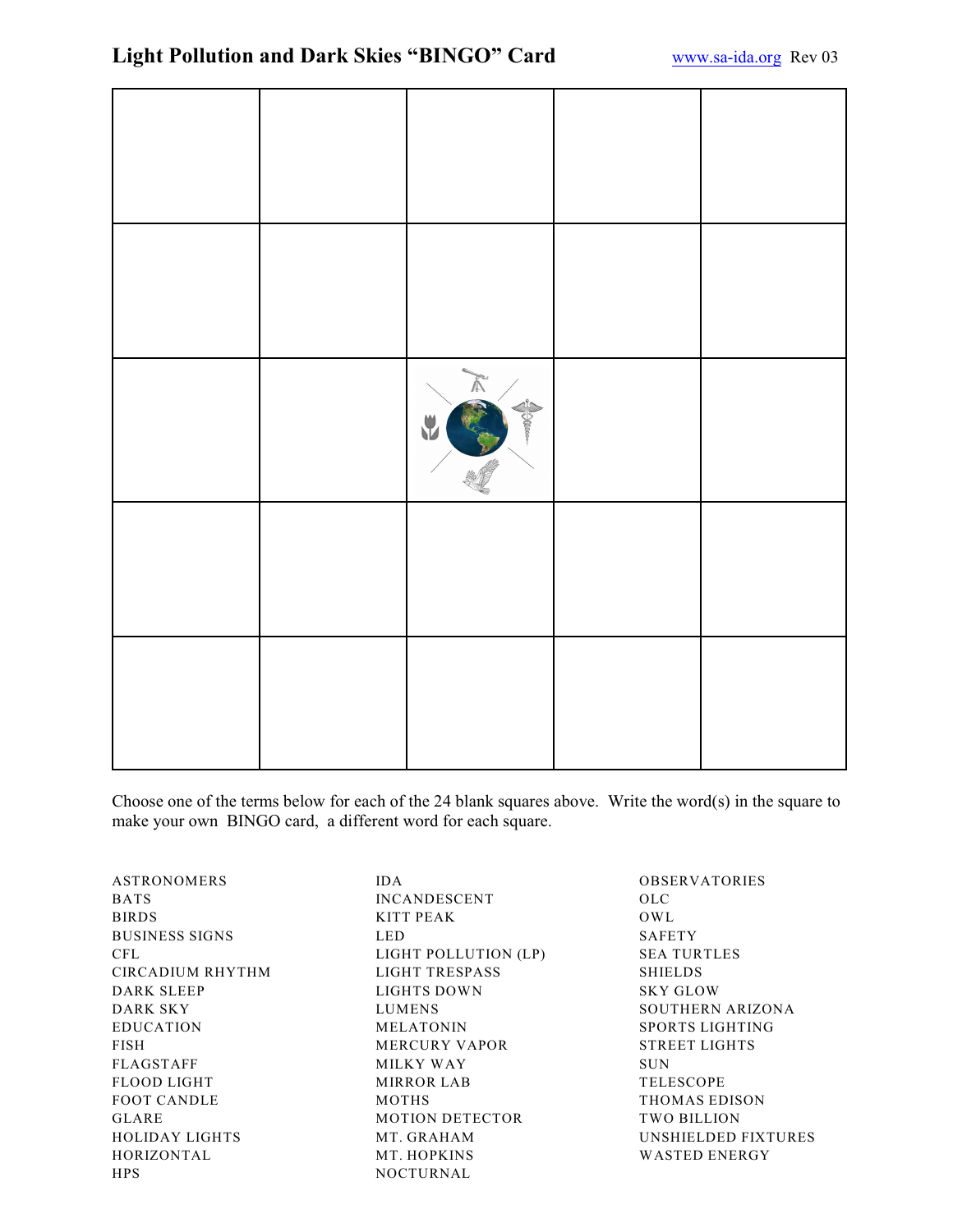# Light Pollution and Dark Skies "BINGO" Card

www.sa-ida.org Rev 03

| | | | | |
|---|---|---|---|---|
| | | | | |
| | | | | |
| | | | | |
| | | | | |
| | | | | |

Choose one of the terms below for each of the 24 blank squares above. Write the word(s) in the square to make your own BINGO card, a different word for each square.

ASTRONOMERS
BATS
BIRDS
BUSINESS SIGNS
CFL
CIRCADIUM RHYTHM
DARK SLEEP
DARK SKY
EDUCATION
FISH
FLAGSTAFF
FLOOD LIGHT
FOOT CANDLE
GLARE
HOLIDAY LIGHTS
HORIZONTAL
HPS

IDA
INCANDESCENT
KITT PEAK
LED
LIGHT POLLUTION (LP)
LIGHT TRESPASS
LIGHTS DOWN
LUMENS
MELATONIN
MERCURY VAPOR
MILKY WAY
MIRROR LAB
MOTHS
MOTION DETECTOR
MT. GRAHAM
MT. HOPKINS
NOCTURNAL

OBSERVATORIES
OLC
OWL
SAFETY
SEA TURTLES
SHIELDS
SKY GLOW
SOUTHERN ARIZONA
SPORTS LIGHTING
STREET LIGHTS
SUN
TELESCOPE
THOMAS EDISON
TWO BILLION
UNSHIELDED FIXTURES
WASTED ENERGY